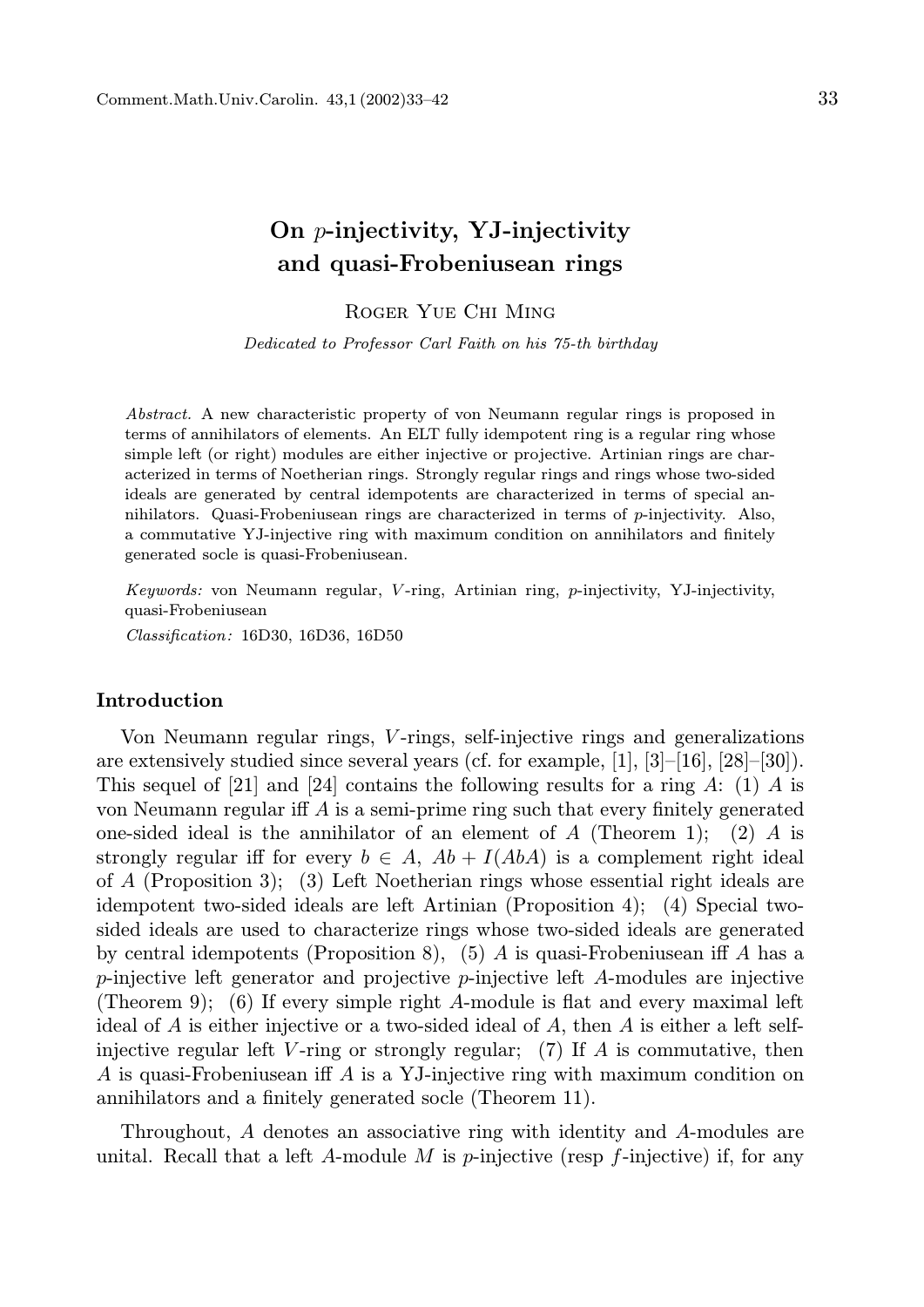# On $p$-injectivity, YJ-injectivity and quasi-Frobeniusean rings

Roger Yue Chi Ming

*Dedicated to Professor Carl Faith on his 75-th birthday*

*Abstract.* A new characteristic property of von Neumann regular rings is proposed in terms of annihilators of elements. An ELT fully idempotent ring is a regular ring whose simple left (or right) modules are either injective or projective. Artinian rings are characterized in terms of Noetherian rings. Strongly regular rings and rings whose two-sided ideals are generated by central idempotents are characterized in terms of special annihilators. Quasi-Frobeniusean rings are characterized in terms of $p$-injectivity. Also, a commutative YJ-injective ring with maximum condition on annihilators and finitely generated socle is quasi-Frobeniusean.

*Keywords:* von Neumann regular, $V$-ring, Artinian ring, $p$-injectivity, YJ-injectivity, quasi-Frobeniusean

*Classification:* 16D30, 16D36, 16D50

## Introduction

Von Neumann regular rings, $V$-rings, self-injective rings and generalizations are extensively studied since several years (cf. for example, [1], [3]–[16], [28]–[30]). This sequel of [21] and [24] contains the following results for a ring $A$: (1) $A$ is von Neumann regular iff $A$ is a semi-prime ring such that every finitely generated one-sided ideal is the annihilator of an element of $A$ (Theorem 1); (2) $A$ is strongly regular iff for every $b \in A$, $Ab + I(AbA)$ is a complement right ideal of $A$ (Proposition 3); (3) Left Noetherian rings whose essential right ideals are idempotent two-sided ideals are left Artinian (Proposition 4); (4) Special two-sided ideals are used to characterize rings whose two-sided ideals are generated by central idempotents (Proposition 8), (5) $A$ is quasi-Frobeniusean iff $A$ has a $p$-injective left generator and projective $p$-injective left $A$-modules are injective (Theorem 9); (6) If every simple right $A$-module is flat and every maximal left ideal of $A$ is either injective or a two-sided ideal of $A$, then $A$ is either a left self-injective regular left $V$-ring or strongly regular; (7) If $A$ is commutative, then $A$ is quasi-Frobeniusean iff $A$ is a YJ-injective ring with maximum condition on annihilators and a finitely generated socle (Theorem 11).

Throughout, $A$ denotes an associative ring with identity and $A$-modules are unital. Recall that a left $A$-module $M$ is $p$-injective (resp $f$-injective) if, for any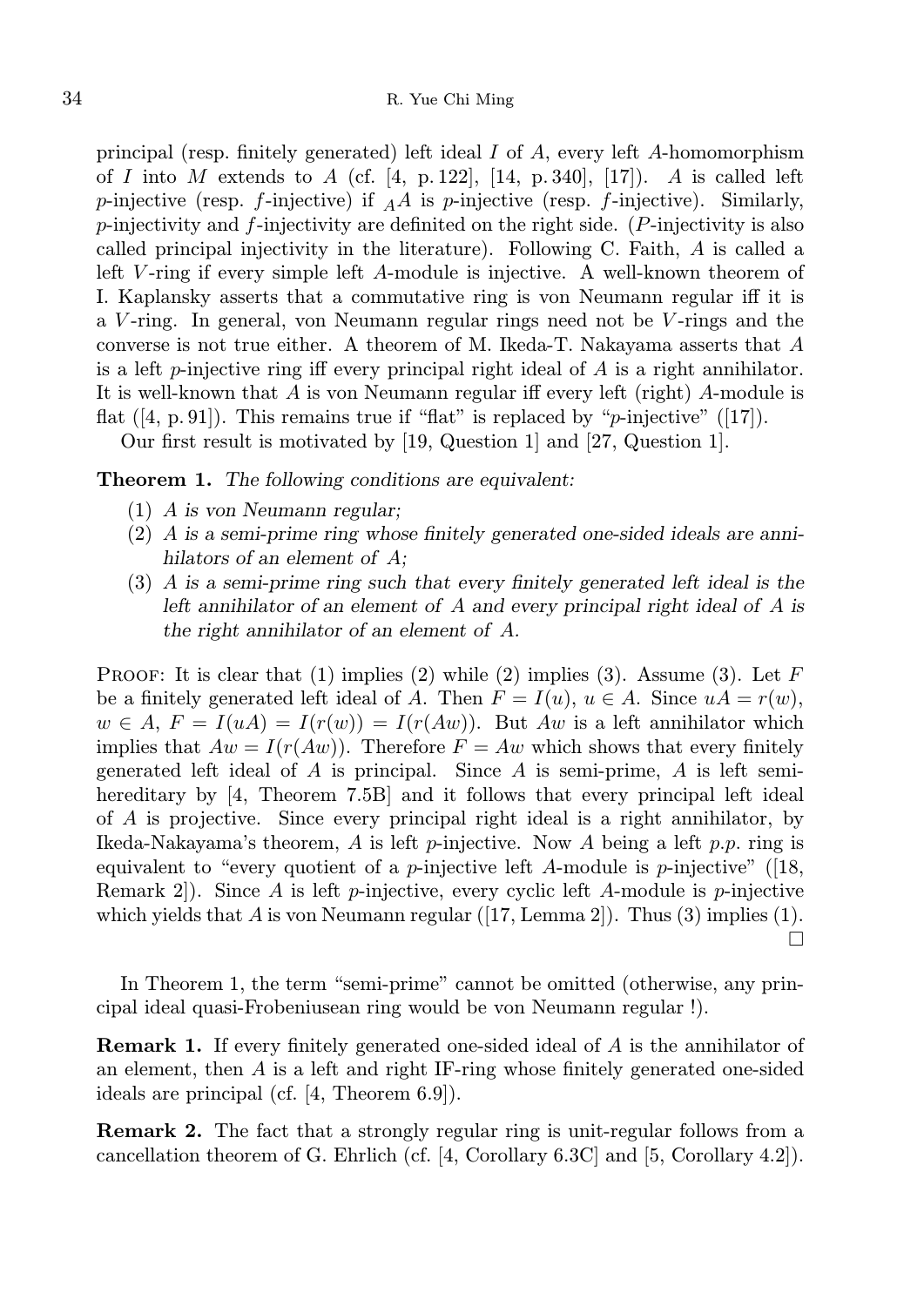principal (resp. finitely generated) left ideal $I$ of $A$, every left $A$-homomorphism of $I$ into $M$ extends to $A$ (cf. [4, p. 122], [14, p. 340], [17]). $A$ is called left $p$-injective (resp. $f$-injective) if ${}_AA$ is $p$-injective (resp. $f$-injective). Similarly, $p$-injectivity and $f$-injectivity are definited on the right side. ($P$-injectivity is also called principal injectivity in the literature). Following C. Faith, $A$ is called a left $V$-ring if every simple left $A$-module is injective. A well-known theorem of I. Kaplansky asserts that a commutative ring is von Neumann regular iff it is a $V$-ring. In general, von Neumann regular rings need not be $V$-rings and the converse is not true either. A theorem of M. Ikeda-T. Nakayama asserts that $A$ is a left $p$-injective ring iff every principal right ideal of $A$ is a right annihilator. It is well-known that $A$ is von Neumann regular iff every left (right) $A$-module is flat ([4, p. 91]). This remains true if "flat" is replaced by "$p$-injective" ([17]).

Our first result is motivated by [19, Question 1] and [27, Question 1].

**Theorem 1.** *The following conditions are equivalent:*

1. *$A$ is von Neumann regular;*
2. *$A$ is a semi-prime ring whose finitely generated one-sided ideals are annihilators of an element of $A$;*
3. *$A$ is a semi-prime ring such that every finitely generated left ideal is the left annihilator of an element of $A$ and every principal right ideal of $A$ is the right annihilator of an element of $A$.*

Proof: It is clear that (1) implies (2) while (2) implies (3). Assume (3). Let $F$ be a finitely generated left ideal of $A$. Then $F = I(u)$, $u \in A$. Since $uA = r(w)$, $w \in A$, $F = I(uA) = I(r(w)) = I(r(Aw))$. But $Aw$ is a left annihilator which implies that $Aw = I(r(Aw))$. Therefore $F = Aw$ which shows that every finitely generated left ideal of $A$ is principal. Since $A$ is semi-prime, $A$ is left semi-hereditary by [4, Theorem 7.5B] and it follows that every principal left ideal of $A$ is projective. Since every principal right ideal is a right annihilator, by Ikeda-Nakayama's theorem, $A$ is left $p$-injective. Now $A$ being a left *p.p.* ring is equivalent to "every quotient of a $p$-injective left $A$-module is $p$-injective" ([18, Remark 2]). Since $A$ is left $p$-injective, every cyclic left $A$-module is $p$-injective which yields that $A$ is von Neumann regular ([17, Lemma 2]). Thus (3) implies (1). □

In Theorem 1, the term "semi-prime" cannot be omitted (otherwise, any principal ideal quasi-Frobeniusean ring would be von Neumann regular !).

**Remark 1.** If every finitely generated one-sided ideal of $A$ is the annihilator of an element, then $A$ is a left and right IF-ring whose finitely generated one-sided ideals are principal (cf. [4, Theorem 6.9]).

**Remark 2.** The fact that a strongly regular ring is unit-regular follows from a cancellation theorem of G. Ehrlich (cf. [4, Corollary 6.3C] and [5, Corollary 4.2]).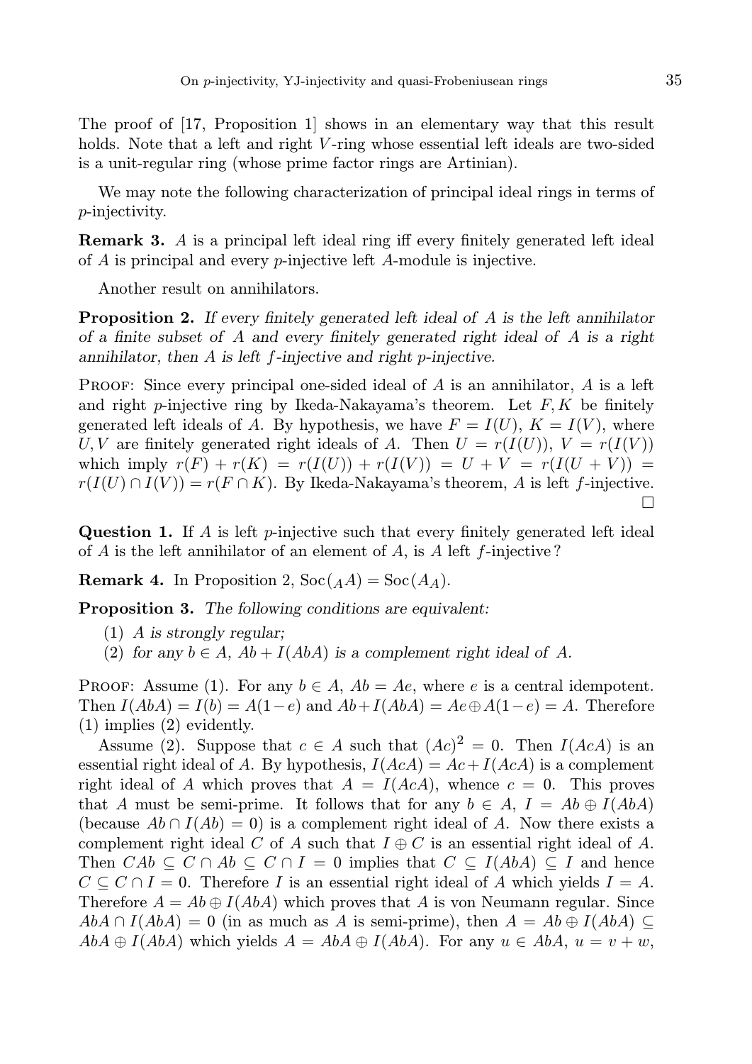The proof of [17, Proposition 1] shows in an elementary way that this result holds. Note that a left and right $V$-ring whose essential left ideals are two-sided is a unit-regular ring (whose prime factor rings are Artinian).

We may note the following characterization of principal ideal rings in terms of $p$-injectivity.

**Remark 3.** $A$ is a principal left ideal ring iff every finitely generated left ideal of $A$ is principal and every $p$-injective left $A$-module is injective.

Another result on annihilators.

**Proposition 2.** *If every finitely generated left ideal of $A$ is the left annihilator of a finite subset of $A$ and every finitely generated right ideal of $A$ is a right annihilator, then $A$ is left $f$-injective and right $p$-injective.*

Proof: Since every principal one-sided ideal of $A$ is an annihilator, $A$ is a left and right $p$-injective ring by Ikeda-Nakayama's theorem. Let $F, K$ be finitely generated left ideals of $A$. By hypothesis, we have $F = l(U)$, $K = l(V)$, where $U, V$ are finitely generated right ideals of $A$. Then $U = r(l(U))$, $V = r(l(V))$ which imply $r(F) + r(K) = r(l(U)) + r(l(V)) = U + V = r(l(U + V)) = r(l(U) \cap l(V)) = r(F \cap K)$. By Ikeda-Nakayama's theorem, $A$ is left $f$-injective. □

**Question 1.** If $A$ is left $p$-injective such that every finitely generated left ideal of $A$ is the left annihilator of an element of $A$, is $A$ left $f$-injective?

**Remark 4.** In Proposition 2, $\mathrm{Soc}({}_AA) = \mathrm{Soc}(A_A)$.

**Proposition 3.** *The following conditions are equivalent:*

(1) *$A$ is strongly regular;*
(2) *for any $b \in A$, $Ab + l(AbA)$ is a complement right ideal of $A$.*

Proof: Assume (1). For any $b \in A$, $Ab = Ae$, where $e$ is a central idempotent. Then $l(AbA) = l(b) = A(1-e)$ and $Ab + l(AbA) = Ae \oplus A(1-e) = A$. Therefore (1) implies (2) evidently.

Assume (2). Suppose that $c \in A$ such that $(Ac)^2 = 0$. Then $l(AcA)$ is an essential right ideal of $A$. By hypothesis, $l(AcA) = Ac + l(AcA)$ is a complement right ideal of $A$ which proves that $A = l(AcA)$, whence $c = 0$. This proves that $A$ must be semi-prime. It follows that for any $b \in A$, $I = Ab \oplus l(AbA)$ (because $Ab \cap l(Ab) = 0$) is a complement right ideal of $A$. Now there exists a complement right ideal $C$ of $A$ such that $I \oplus C$ is an essential right ideal of $A$. Then $CAb \subseteq C \cap Ab \subseteq C \cap I = 0$ implies that $C \subseteq l(AbA) \subseteq I$ and hence $C \subseteq C \cap I = 0$. Therefore $I$ is an essential right ideal of $A$ which yields $I = A$. Therefore $A = Ab \oplus l(AbA)$ which proves that $A$ is von Neumann regular. Since $AbA \cap l(AbA) = 0$ (in as much as $A$ is semi-prime), then $A = Ab \oplus l(AbA) \subseteq AbA \oplus l(AbA)$ which yields $A = AbA \oplus l(AbA)$. For any $u \in AbA$, $u = v + w$,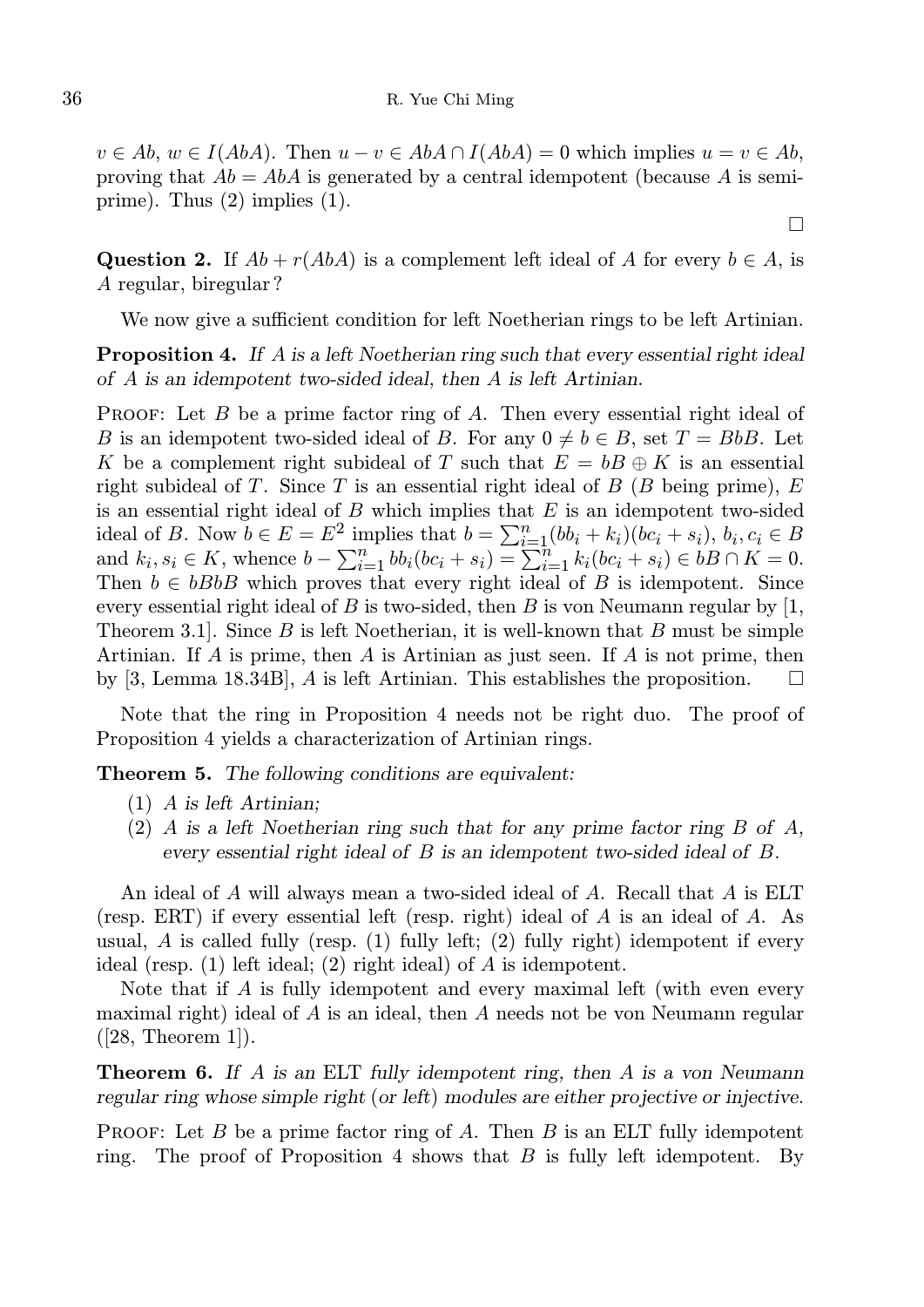$v \in Ab$, $w \in I(AbA)$. Then $u - v \in AbA \cap I(AbA) = 0$ which implies $u = v \in Ab$, proving that $Ab = AbA$ is generated by a central idempotent (because $A$ is semi-prime). Thus (2) implies (1).

$\square$

**Question 2.** If $Ab + r(AbA)$ is a complement left ideal of $A$ for every $b \in A$, is $A$ regular, biregular?

We now give a sufficient condition for left Noetherian rings to be left Artinian.

**Proposition 4.** *If $A$ is a left Noetherian ring such that every essential right ideal of $A$ is an idempotent two-sided ideal, then $A$ is left Artinian.*

Proof: Let $B$ be a prime factor ring of $A$. Then every essential right ideal of $B$ is an idempotent two-sided ideal of $B$. For any $0 \neq b \in B$, set $T = BbB$. Let $K$ be a complement right subideal of $T$ such that $E = bB \oplus K$ is an essential right subideal of $T$. Since $T$ is an essential right ideal of $B$ ($B$ being prime), $E$ is an essential right ideal of $B$ which implies that $E$ is an idempotent two-sided ideal of $B$. Now $b \in E = E^2$ implies that $b = \sum_{i=1}^{n}(bb_i + k_i)(bc_i + s_i)$, $b_i, c_i \in B$ and $k_i, s_i \in K$, whence $b - \sum_{i=1}^{n} bb_i(bc_i + s_i) = \sum_{i=1}^{n} k_i(bc_i + s_i) \in bB \cap K = 0$. Then $b \in bBbB$ which proves that every right ideal of $B$ is idempotent. Since every essential right ideal of $B$ is two-sided, then $B$ is von Neumann regular by [1, Theorem 3.1]. Since $B$ is left Noetherian, it is well-known that $B$ must be simple Artinian. If $A$ is prime, then $A$ is Artinian as just seen. If $A$ is not prime, then by [3, Lemma 18.34B], $A$ is left Artinian. This establishes the proposition. $\square$

Note that the ring in Proposition 4 needs not be right duo. The proof of Proposition 4 yields a characterization of Artinian rings.

**Theorem 5.** *The following conditions are equivalent:*

1. *$A$ is left Artinian;*
2. *$A$ is a left Noetherian ring such that for any prime factor ring $B$ of $A$, every essential right ideal of $B$ is an idempotent two-sided ideal of $B$.*

An ideal of $A$ will always mean a two-sided ideal of $A$. Recall that $A$ is ELT (resp. ERT) if every essential left (resp. right) ideal of $A$ is an ideal of $A$. As usual, $A$ is called fully (resp. (1) fully left; (2) fully right) idempotent if every ideal (resp. (1) left ideal; (2) right ideal) of $A$ is idempotent.

Note that if $A$ is fully idempotent and every maximal left (with even every maximal right) ideal of $A$ is an ideal, then $A$ needs not be von Neumann regular ([28, Theorem 1]).

**Theorem 6.** *If $A$ is an* ELT *fully idempotent ring, then $A$ is a von Neumann regular ring whose simple right (or left) modules are either projective or injective.*

Proof: Let $B$ be a prime factor ring of $A$. Then $B$ is an ELT fully idempotent ring. The proof of Proposition 4 shows that $B$ is fully left idempotent. By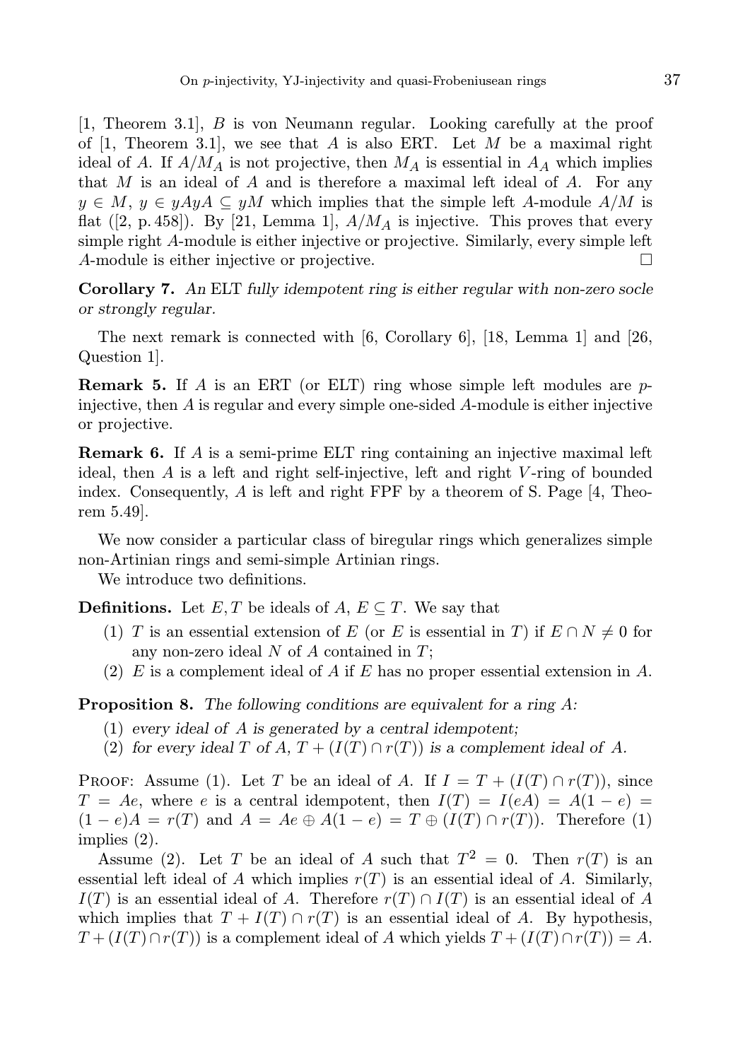[1, Theorem 3.1], $B$ is von Neumann regular. Looking carefully at the proof of [1, Theorem 3.1], we see that $A$ is also ERT. Let $M$ be a maximal right ideal of $A$. If $A/M_A$ is not projective, then $M_A$ is essential in $A_A$ which implies that $M$ is an ideal of $A$ and is therefore a maximal left ideal of $A$. For any $y \in M$, $y \in yAyA \subseteq yM$ which implies that the simple left $A$-module $A/M$ is flat ([2, p. 458]). By [21, Lemma 1], $A/M_A$ is injective. This proves that every simple right $A$-module is either injective or projective. Similarly, every simple left $A$-module is either injective or projective. □

**Corollary 7.** *An* ELT *fully idempotent ring is either regular with non-zero socle or strongly regular.*

The next remark is connected with [6, Corollary 6], [18, Lemma 1] and [26, Question 1].

**Remark 5.** If $A$ is an ERT (or ELT) ring whose simple left modules are $p$-injective, then $A$ is regular and every simple one-sided $A$-module is either injective or projective.

**Remark 6.** If $A$ is a semi-prime ELT ring containing an injective maximal left ideal, then $A$ is a left and right self-injective, left and right $V$-ring of bounded index. Consequently, $A$ is left and right FPF by a theorem of S. Page [4, Theorem 5.49].

We now consider a particular class of biregular rings which generalizes simple non-Artinian rings and semi-simple Artinian rings.

We introduce two definitions.

**Definitions.** Let $E, T$ be ideals of $A$, $E \subseteq T$. We say that

1. $T$ is an essential extension of $E$ (or $E$ is essential in $T$) if $E \cap N \neq 0$ for any non-zero ideal $N$ of $A$ contained in $T$;
2. $E$ is a complement ideal of $A$ if $E$ has no proper essential extension in $A$.

**Proposition 8.** *The following conditions are equivalent for a ring $A$:*

1. *every ideal of $A$ is generated by a central idempotent;*
2. *for every ideal $T$ of $A$, $T + (I(T) \cap r(T))$ is a complement ideal of $A$.*

Proof: Assume (1). Let $T$ be an ideal of $A$. If $I = T + (I(T) \cap r(T))$, since $T = Ae$, where $e$ is a central idempotent, then $I(T) = I(eA) = A(1-e) = (1-e)A = r(T)$ and $A = Ae \oplus A(1-e) = T \oplus (I(T) \cap r(T))$. Therefore (1) implies (2).

Assume (2). Let $T$ be an ideal of $A$ such that $T^2 = 0$. Then $r(T)$ is an essential left ideal of $A$ which implies $r(T)$ is an essential ideal of $A$. Similarly, $I(T)$ is an essential ideal of $A$. Therefore $r(T) \cap I(T)$ is an essential ideal of $A$ which implies that $T + I(T) \cap r(T)$ is an essential ideal of $A$. By hypothesis, $T + (I(T) \cap r(T))$ is a complement ideal of $A$ which yields $T + (I(T) \cap r(T)) = A$.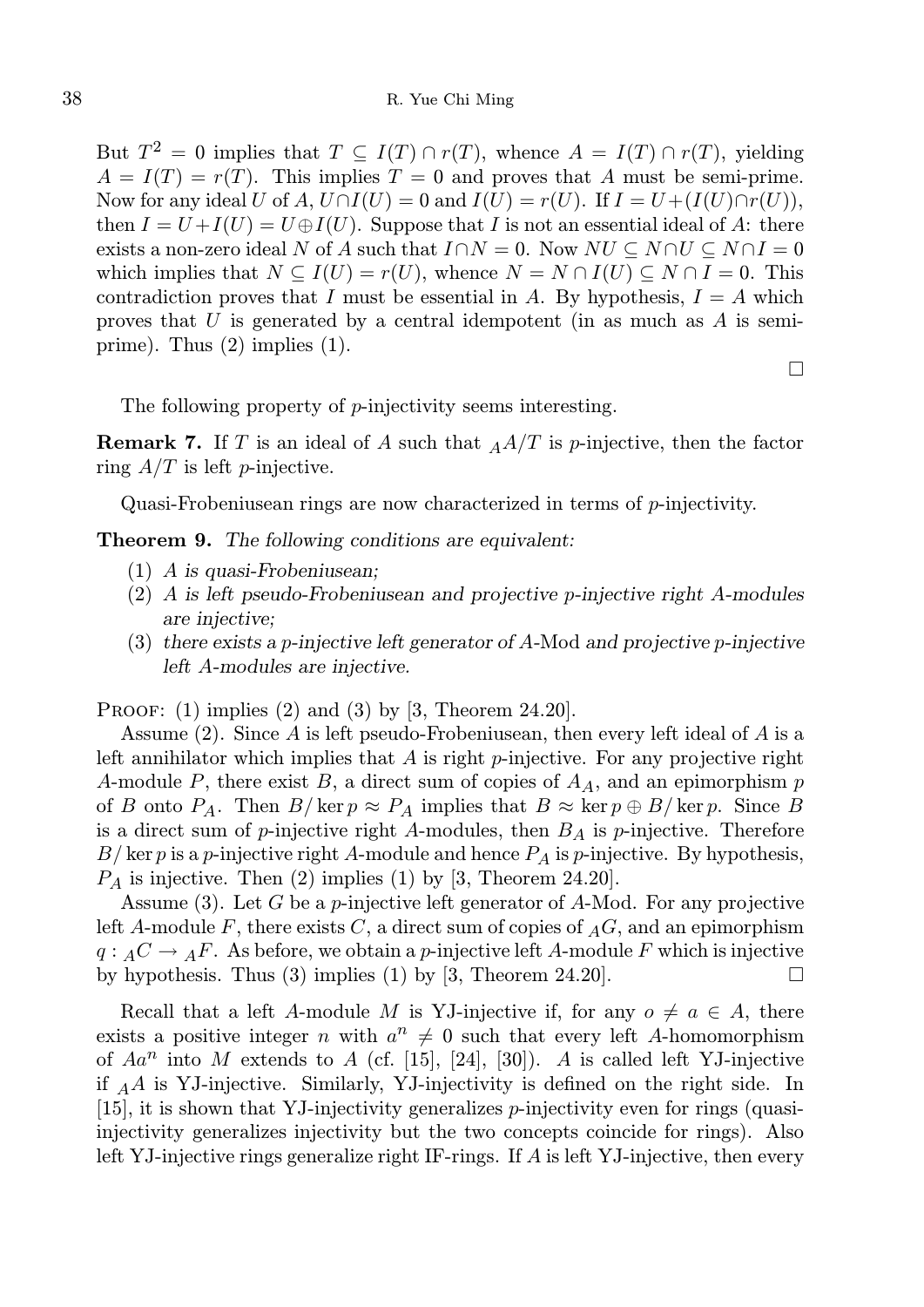But $T^2 = 0$ implies that $T \subseteq I(T) \cap r(T)$, whence $A = I(T) \cap r(T)$, yielding $A = I(T) = r(T)$. This implies $T = 0$ and proves that $A$ must be semi-prime. Now for any ideal $U$ of $A$, $U \cap I(U) = 0$ and $I(U) = r(U)$. If $I = U + (I(U) \cap r(U))$, then $I = U + I(U) = U \oplus I(U)$. Suppose that $I$ is not an essential ideal of $A$: there exists a non-zero ideal $N$ of $A$ such that $I \cap N = 0$. Now $NU \subseteq N \cap U \subseteq N \cap I = 0$ which implies that $N \subseteq I(U) = r(U)$, whence $N = N \cap I(U) \subseteq N \cap I = 0$. This contradiction proves that $I$ must be essential in $A$. By hypothesis, $I = A$ which proves that $U$ is generated by a central idempotent (in as much as $A$ is semi-prime). Thus (2) implies (1). □

The following property of $p$-injectivity seems interesting.

**Remark 7.** If $T$ is an ideal of $A$ such that ${}_AA/T$ is $p$-injective, then the factor ring $A/T$ is left $p$-injective.

Quasi-Frobeniusean rings are now characterized in terms of $p$-injectivity.

**Theorem 9.** *The following conditions are equivalent:*

(1) *$A$ is quasi-Frobeniusean;*
(2) *$A$ is left pseudo-Frobeniusean and projective $p$-injective right $A$-modules are injective;*
(3) *there exists a $p$-injective left generator of $A$-Mod and projective $p$-injective left $A$-modules are injective.*

Proof: (1) implies (2) and (3) by [3, Theorem 24.20].

Assume (2). Since $A$ is left pseudo-Frobeniusean, then every left ideal of $A$ is a left annihilator which implies that $A$ is right $p$-injective. For any projective right $A$-module $P$, there exist $B$, a direct sum of copies of $A_A$, and an epimorphism $p$ of $B$ onto $P_A$. Then $B/\ker p \approx P_A$ implies that $B \approx \ker p \oplus B/\ker p$. Since $B$ is a direct sum of $p$-injective right $A$-modules, then $B_A$ is $p$-injective. Therefore $B/\ker p$ is a $p$-injective right $A$-module and hence $P_A$ is $p$-injective. By hypothesis, $P_A$ is injective. Then (2) implies (1) by [3, Theorem 24.20].

Assume (3). Let $G$ be a $p$-injective left generator of $A$-Mod. For any projective left $A$-module $F$, there exists $C$, a direct sum of copies of ${}_AG$, and an epimorphism $q : {}_AC \to {}_AF$. As before, we obtain a $p$-injective left $A$-module $F$ which is injective by hypothesis. Thus (3) implies (1) by [3, Theorem 24.20]. □

Recall that a left $A$-module $M$ is YJ-injective if, for any $o \neq a \in A$, there exists a positive integer $n$ with $a^n \neq 0$ such that every left $A$-homomorphism of $Aa^n$ into $M$ extends to $A$ (cf. [15], [24], [30]). $A$ is called left YJ-injective if ${}_AA$ is YJ-injective. Similarly, YJ-injectivity is defined on the right side. In [15], it is shown that YJ-injectivity generalizes $p$-injectivity even for rings (quasi-injectivity generalizes injectivity but the two concepts coincide for rings). Also left YJ-injective rings generalize right IF-rings. If $A$ is left YJ-injective, then every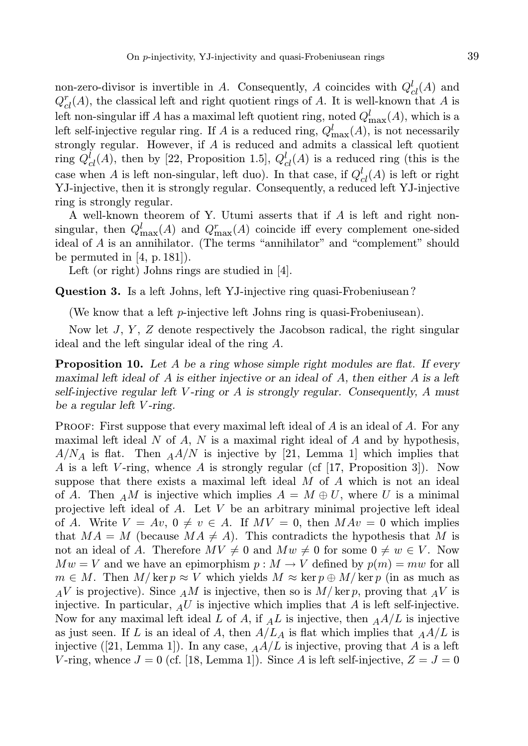non-zero-divisor is invertible in $A$. Consequently, $A$ coincides with $Q^l_{cl}(A)$ and $Q^r_{cl}(A)$, the classical left and right quotient rings of $A$. It is well-known that $A$ is left non-singular iff $A$ has a maximal left quotient ring, noted $Q^l_{\max}(A)$, which is a left self-injective regular ring. If $A$ is a reduced ring, $Q^l_{\max}(A)$, is not necessarily strongly regular. However, if $A$ is reduced and admits a classical left quotient ring $Q^l_{cl}(A)$, then by [22, Proposition 1.5], $Q^l_{cl}(A)$ is a reduced ring (this is the case when $A$ is left non-singular, left duo). In that case, if $Q^l_{cl}(A)$ is left or right YJ-injective, then it is strongly regular. Consequently, a reduced left YJ-injective ring is strongly regular.

A well-known theorem of Y. Utumi asserts that if $A$ is left and right non-singular, then $Q^l_{\max}(A)$ and $Q^r_{\max}(A)$ coincide iff every complement one-sided ideal of $A$ is an annihilator. (The terms "annihilator" and "complement" should be permuted in [4, p. 181]).

Left (or right) Johns rings are studied in [4].

**Question 3.** Is a left Johns, left YJ-injective ring quasi-Frobeniusean?

(We know that a left $p$-injective left Johns ring is quasi-Frobeniusean).

Now let $J$, $Y$, $Z$ denote respectively the Jacobson radical, the right singular ideal and the left singular ideal of the ring $A$.

**Proposition 10.** *Let $A$ be a ring whose simple right modules are flat. If every maximal left ideal of $A$ is either injective or an ideal of $A$, then either $A$ is a left self-injective regular left $V$-ring or $A$ is strongly regular. Consequently, $A$ must be a regular left $V$-ring.*

Proof: First suppose that every maximal left ideal of $A$ is an ideal of $A$. For any maximal left ideal $N$ of $A$, $N$ is a maximal right ideal of $A$ and by hypothesis, $A/N_A$ is flat. Then ${}_AA/N$ is injective by [21, Lemma 1] which implies that $A$ is a left $V$-ring, whence $A$ is strongly regular (cf [17, Proposition 3]). Now suppose that there exists a maximal left ideal $M$ of $A$ which is not an ideal of $A$. Then ${}_AM$ is injective which implies $A = M \oplus U$, where $U$ is a minimal projective left ideal of $A$. Let $V$ be an arbitrary minimal projective left ideal of $A$. Write $V = Av$, $0 \neq v \in A$. If $MV = 0$, then $MAv = 0$ which implies that $MA = M$ (because $MA \neq A$). This contradicts the hypothesis that $M$ is not an ideal of $A$. Therefore $MV \neq 0$ and $Mw \neq 0$ for some $0 \neq w \in V$. Now $Mw = V$ and we have an epimorphism $p : M \to V$ defined by $p(m) = mw$ for all $m \in M$. Then $M/\ker p \approx V$ which yields $M \approx \ker p \oplus M/\ker p$ (in as much as ${}_AV$ is projective). Since ${}_AM$ is injective, then so is $M/\ker p$, proving that ${}_AV$ is injective. In particular, ${}_AU$ is injective which implies that $A$ is left self-injective. Now for any maximal left ideal $L$ of $A$, if ${}_AL$ is injective, then ${}_AA/L$ is injective as just seen. If $L$ is an ideal of $A$, then $A/L_A$ is flat which implies that ${}_AA/L$ is injective ([21, Lemma 1]). In any case, ${}_AA/L$ is injective, proving that $A$ is a left $V$-ring, whence $J = 0$ (cf. [18, Lemma 1]). Since $A$ is left self-injective, $Z = J = 0$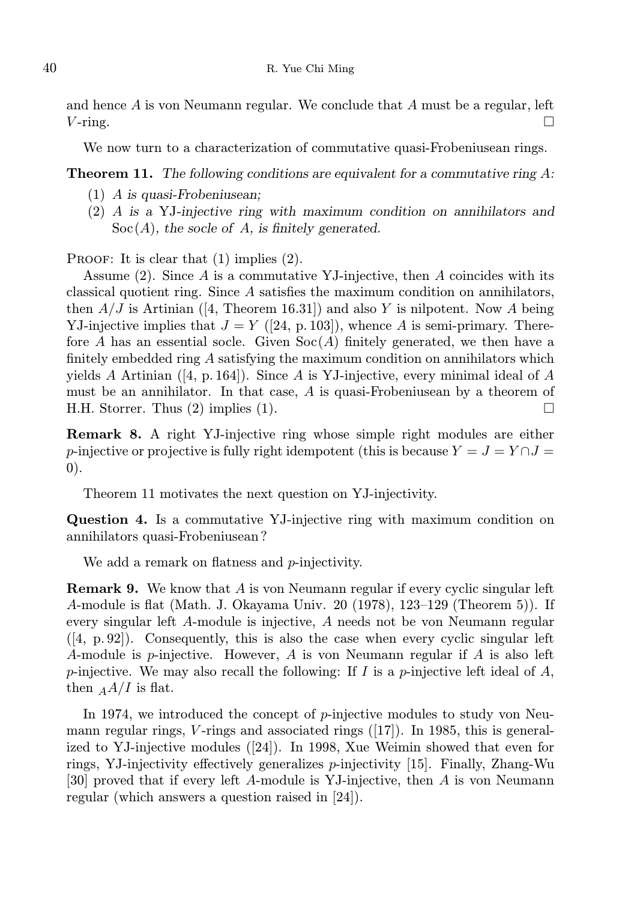and hence $A$ is von Neumann regular. We conclude that $A$ must be a regular, left $V$-ring. □

We now turn to a characterization of commutative quasi-Frobeniusean rings.

**Theorem 11.** *The following conditions are equivalent for a commutative ring $A$:*

1. *$A$ is quasi-Frobeniusean;*
2. *$A$ is a YJ-injective ring with maximum condition on annihilators and $\mathrm{Soc}(A)$, the socle of $A$, is finitely generated.*

Proof: It is clear that (1) implies (2).

Assume (2). Since $A$ is a commutative YJ-injective, then $A$ coincides with its classical quotient ring. Since $A$ satisfies the maximum condition on annihilators, then $A/J$ is Artinian ([4, Theorem 16.31]) and also $Y$ is nilpotent. Now $A$ being YJ-injective implies that $J = Y$ ([24, p. 103]), whence $A$ is semi-primary. Therefore $A$ has an essential socle. Given $\mathrm{Soc}(A)$ finitely generated, we then have a finitely embedded ring $A$ satisfying the maximum condition on annihilators which yields $A$ Artinian ([4, p. 164]). Since $A$ is YJ-injective, every minimal ideal of $A$ must be an annihilator. In that case, $A$ is quasi-Frobeniusean by a theorem of H.H. Storrer. Thus (2) implies (1). □

**Remark 8.** A right YJ-injective ring whose simple right modules are either $p$-injective or projective is fully right idempotent (this is because $Y = J = Y \cap J = 0$).

Theorem 11 motivates the next question on YJ-injectivity.

**Question 4.** Is a commutative YJ-injective ring with maximum condition on annihilators quasi-Frobeniusean?

We add a remark on flatness and $p$-injectivity.

**Remark 9.** We know that $A$ is von Neumann regular if every cyclic singular left $A$-module is flat (Math. J. Okayama Univ. 20 (1978), 123–129 (Theorem 5)). If every singular left $A$-module is injective, $A$ needs not be von Neumann regular ([4, p. 92]). Consequently, this is also the case when every cyclic singular left $A$-module is $p$-injective. However, $A$ is von Neumann regular if $A$ is also left $p$-injective. We may also recall the following: If $I$ is a $p$-injective left ideal of $A$, then ${}_A A/I$ is flat.

In 1974, we introduced the concept of $p$-injective modules to study von Neumann regular rings, $V$-rings and associated rings ([17]). In 1985, this is generalized to YJ-injective modules ([24]). In 1998, Xue Weimin showed that even for rings, YJ-injectivity effectively generalizes $p$-injectivity [15]. Finally, Zhang-Wu [30] proved that if every left $A$-module is YJ-injective, then $A$ is von Neumann regular (which answers a question raised in [24]).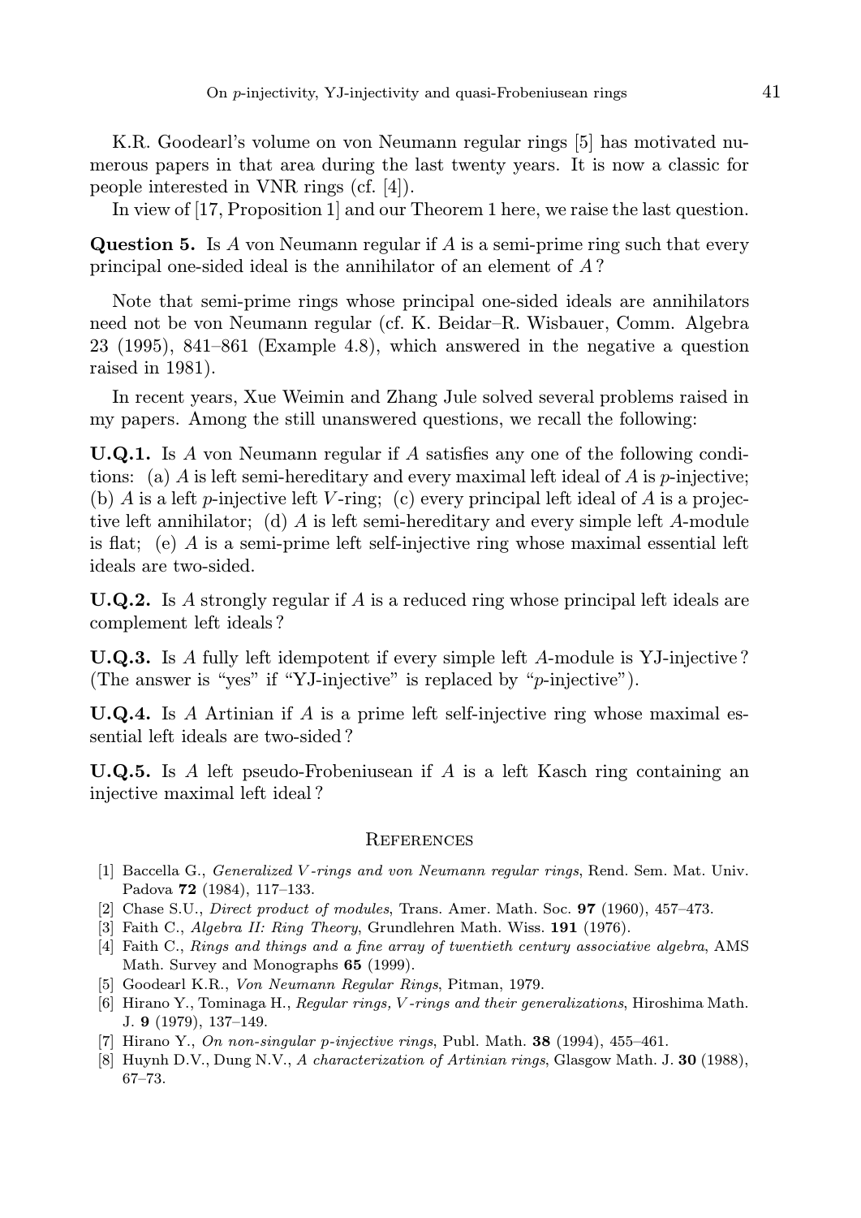K.R. Goodearl's volume on von Neumann regular rings [5] has motivated numerous papers in that area during the last twenty years. It is now a classic for people interested in VNR rings (cf. [4]).

In view of [17, Proposition 1] and our Theorem 1 here, we raise the last question.

**Question 5.** Is $A$ von Neumann regular if $A$ is a semi-prime ring such that every principal one-sided ideal is the annihilator of an element of $A$?

Note that semi-prime rings whose principal one-sided ideals are annihilators need not be von Neumann regular (cf. K. Beidar–R. Wisbauer, Comm. Algebra 23 (1995), 841–861 (Example 4.8), which answered in the negative a question raised in 1981).

In recent years, Xue Weimin and Zhang Jule solved several problems raised in my papers. Among the still unanswered questions, we recall the following:

**U.Q.1.** Is $A$ von Neumann regular if $A$ satisfies any one of the following conditions: (a) $A$ is left semi-hereditary and every maximal left ideal of $A$ is $p$-injective; (b) $A$ is a left $p$-injective left $V$-ring; (c) every principal left ideal of $A$ is a projective left annihilator; (d) $A$ is left semi-hereditary and every simple left $A$-module is flat; (e) $A$ is a semi-prime left self-injective ring whose maximal essential left ideals are two-sided.

**U.Q.2.** Is $A$ strongly regular if $A$ is a reduced ring whose principal left ideals are complement left ideals?

**U.Q.3.** Is $A$ fully left idempotent if every simple left $A$-module is YJ-injective? (The answer is "yes" if "YJ-injective" is replaced by "$p$-injective").

**U.Q.4.** Is $A$ Artinian if $A$ is a prime left self-injective ring whose maximal essential left ideals are two-sided?

**U.Q.5.** Is $A$ left pseudo-Frobeniusean if $A$ is a left Kasch ring containing an injective maximal left ideal?

## References

[1] Baccella G., *Generalized V-rings and von Neumann regular rings*, Rend. Sem. Mat. Univ. Padova **72** (1984), 117–133.

[2] Chase S.U., *Direct product of modules*, Trans. Amer. Math. Soc. **97** (1960), 457–473.

[3] Faith C., *Algebra II: Ring Theory*, Grundlehren Math. Wiss. **191** (1976).

[4] Faith C., *Rings and things and a fine array of twentieth century associative algebra*, AMS Math. Survey and Monographs **65** (1999).

[5] Goodearl K.R., *Von Neumann Regular Rings*, Pitman, 1979.

[6] Hirano Y., Tominaga H., *Regular rings, V-rings and their generalizations*, Hiroshima Math. J. **9** (1979), 137–149.

[7] Hirano Y., *On non-singular p-injective rings*, Publ. Math. **38** (1994), 455–461.

[8] Huynh D.V., Dung N.V., *A characterization of Artinian rings*, Glasgow Math. J. **30** (1988), 67–73.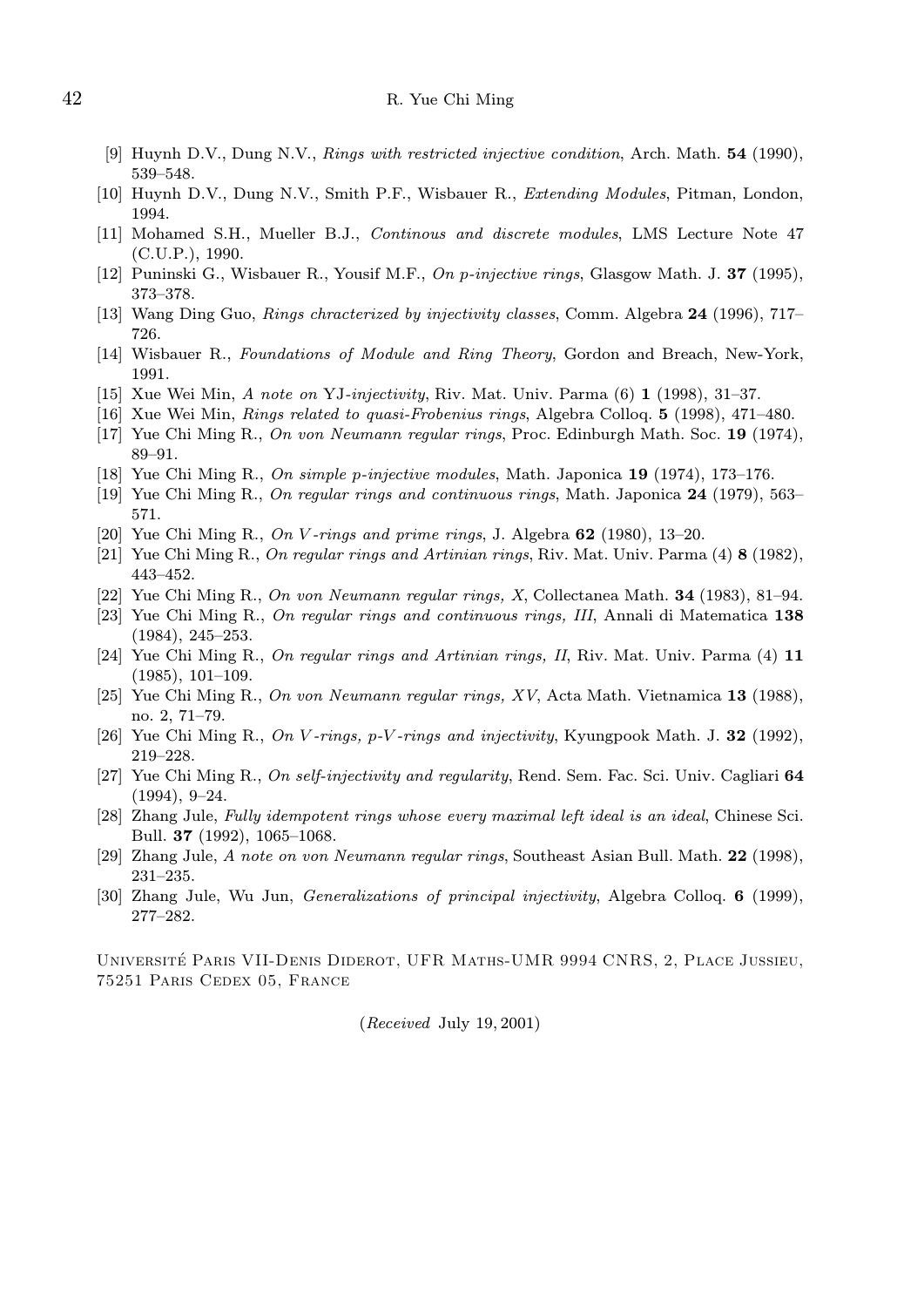[9] Huynh D.V., Dung N.V., *Rings with restricted injective condition*, Arch. Math. **54** (1990), 539–548.

[10] Huynh D.V., Dung N.V., Smith P.F., Wisbauer R., *Extending Modules*, Pitman, London, 1994.

[11] Mohamed S.H., Mueller B.J., *Continous and discrete modules*, LMS Lecture Note 47 (C.U.P.), 1990.

[12] Puninski G., Wisbauer R., Yousif M.F., *On p-injective rings*, Glasgow Math. J. **37** (1995), 373–378.

[13] Wang Ding Guo, *Rings chracterized by injectivity classes*, Comm. Algebra **24** (1996), 717–726.

[14] Wisbauer R., *Foundations of Module and Ring Theory*, Gordon and Breach, New-York, 1991.

[15] Xue Wei Min, *A note on* YJ*-injectivity*, Riv. Mat. Univ. Parma (6) **1** (1998), 31–37.

[16] Xue Wei Min, *Rings related to quasi-Frobenius rings*, Algebra Colloq. **5** (1998), 471–480.

[17] Yue Chi Ming R., *On von Neumann regular rings*, Proc. Edinburgh Math. Soc. **19** (1974), 89–91.

[18] Yue Chi Ming R., *On simple p-injective modules*, Math. Japonica **19** (1974), 173–176.

[19] Yue Chi Ming R., *On regular rings and continuous rings*, Math. Japonica **24** (1979), 563–571.

[20] Yue Chi Ming R., *On V-rings and prime rings*, J. Algebra **62** (1980), 13–20.

[21] Yue Chi Ming R., *On regular rings and Artinian rings*, Riv. Mat. Univ. Parma (4) **8** (1982), 443–452.

[22] Yue Chi Ming R., *On von Neumann regular rings, X*, Collectanea Math. **34** (1983), 81–94.

[23] Yue Chi Ming R., *On regular rings and continuous rings, III*, Annali di Matematica **138** (1984), 245–253.

[24] Yue Chi Ming R., *On regular rings and Artinian rings, II*, Riv. Mat. Univ. Parma (4) **11** (1985), 101–109.

[25] Yue Chi Ming R., *On von Neumann regular rings, XV*, Acta Math. Vietnamica **13** (1988), no. 2, 71–79.

[26] Yue Chi Ming R., *On V-rings, p-V-rings and injectivity*, Kyungpook Math. J. **32** (1992), 219–228.

[27] Yue Chi Ming R., *On self-injectivity and regularity*, Rend. Sem. Fac. Sci. Univ. Cagliari **64** (1994), 9–24.

[28] Zhang Jule, *Fully idempotent rings whose every maximal left ideal is an ideal*, Chinese Sci. Bull. **37** (1992), 1065–1068.

[29] Zhang Jule, *A note on von Neumann regular rings*, Southeast Asian Bull. Math. **22** (1998), 231–235.

[30] Zhang Jule, Wu Jun, *Generalizations of principal injectivity*, Algebra Colloq. **6** (1999), 277–282.

Université Paris VII-Denis Diderot, UFR Maths-UMR 9994 CNRS, 2, Place Jussieu, 75251 Paris Cedex 05, France

(*Received* July 19, 2001)